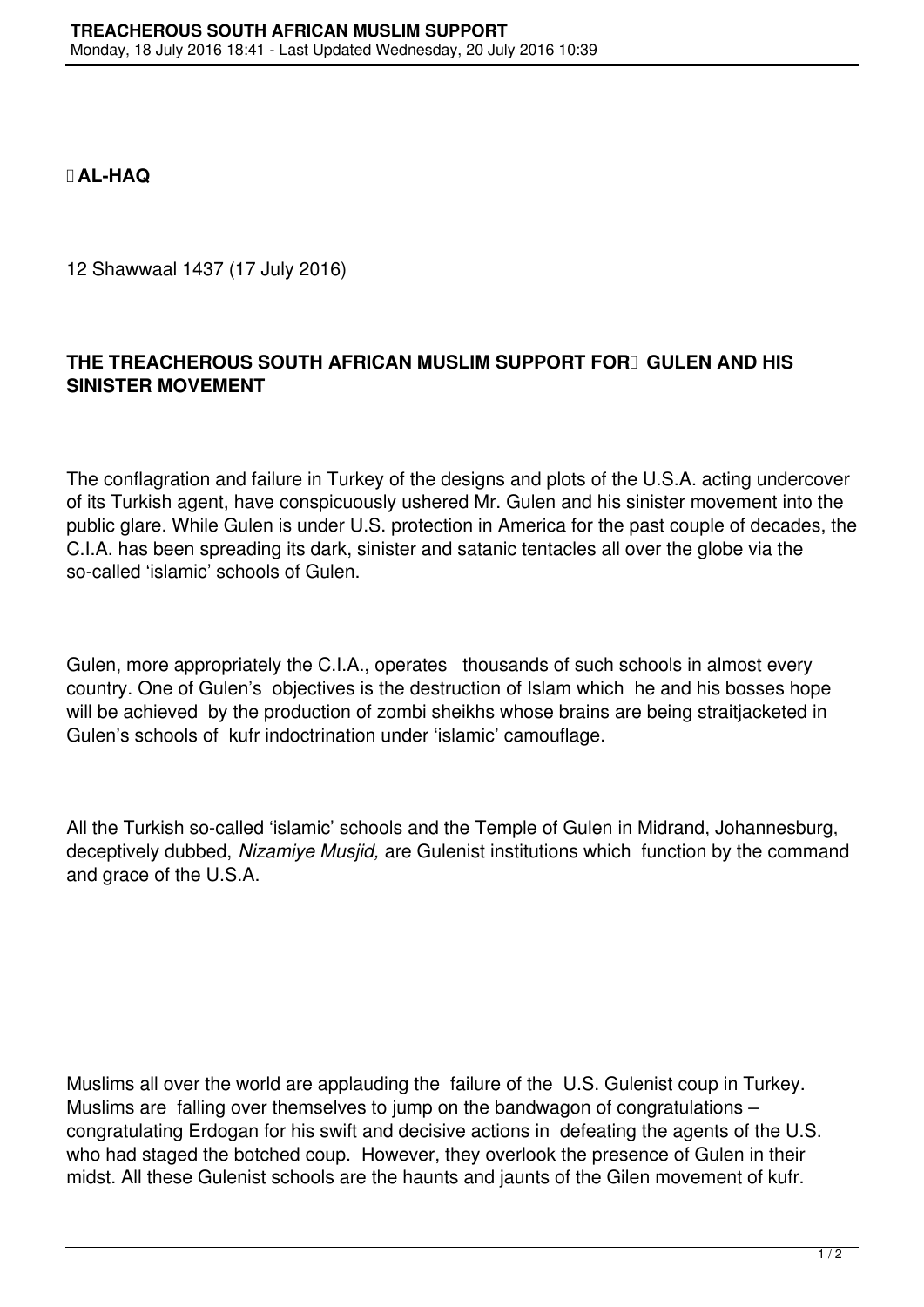**AL-HAQ**

12 Shawwaal 1437 (17 July 2016)

## THE TREACHEROUS SOUTH AFRICAN MUSLIM SUPPORT FOR GULEN AND HIS SINISTER MOVEMENT

The conflagration and failure in Turkey of the designs and plots of the U.S.A. acting undercover of its Turkish agent, have conspicuously ushered Mr. Gulen and his sinister movement into the public glare. While Gulen is under U.S. protection in America for the past couple of decades, the C.I.A. has been spreading its dark, sinister and satanic tentacles all over the globe via the so-called 'islamic' schools of Gulen.

Gulen, more appropriately the C.I.A., operates thousands of such schools in almost every country. One of Gulen's objectives is the destruction of Islam which he and his bosses hope will be achieved by the production of zombi sheikhs whose brains are being straitjacketed in Gulen's schools of kufr indoctrination under 'islamic' camouflage.

All the Turkish so-called 'islamic' schools and the Temple of Gulen in Midrand, Johannesburg, deceptively dubbed, *Nizamiye Musjid,* are Gulenist institutions which function by the command and grace of the U.S.A.

Muslims all over the world are applauding the failure of the U.S. Gulenist coup in Turkey. Muslims are falling over themselves to jump on the bandwagon of congratulations – congratulating Erdogan for his swift and decisive actions in defeating the agents of the U.S. who had staged the botched coup. However, they overlook the presence of Gulen in their midst. All these Gulenist schools are the haunts and jaunts of the Gilen movement of kufr.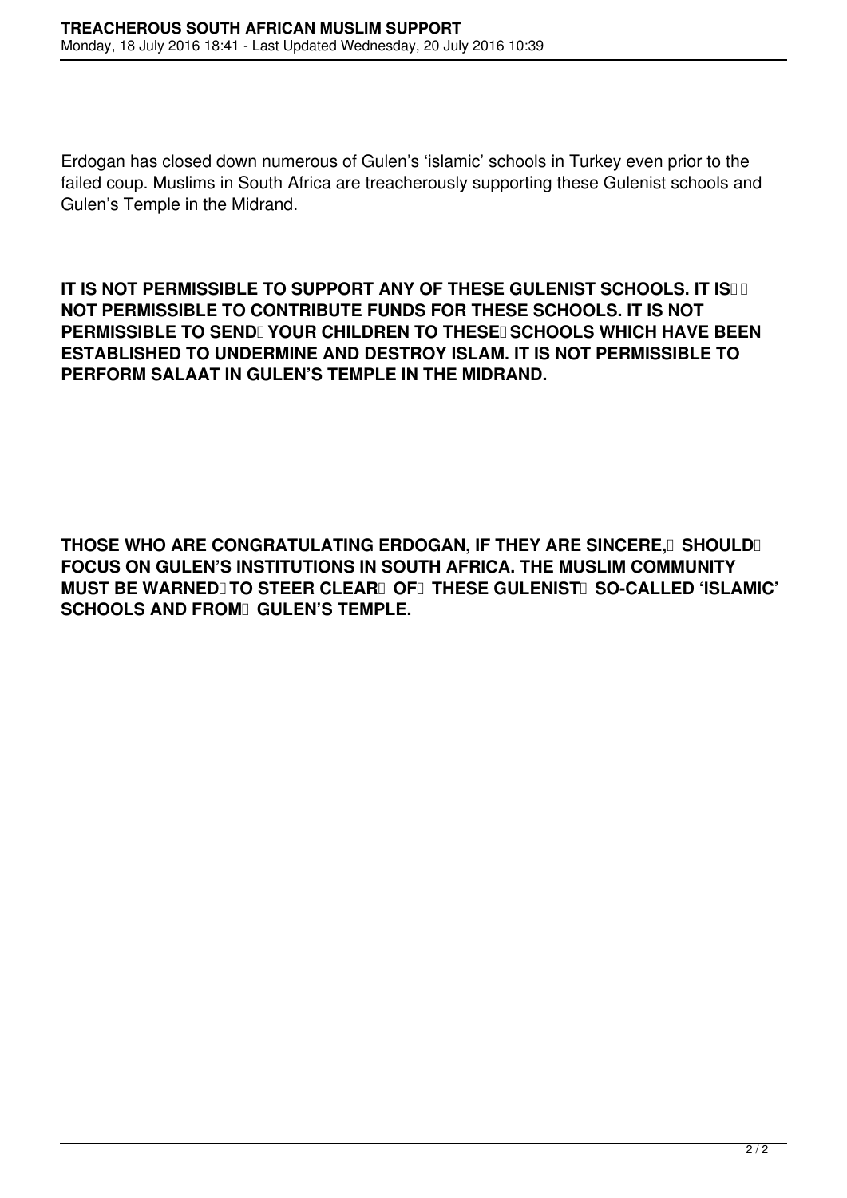Erdogan has closed down numerous of Gulen's 'islamic' schools in Turkey even prior to the failed coup. Muslims in South Africa are treacherously supporting these Gulenist schools and Gulen's Temple in the Midrand.

**IT IS NOT PERMISSIBLE TO SUPPORT ANY OF THESE GULENIST SCHOOLS. IT IS NOT PERMISSIBLE TO CONTRIBUTE FUNDS FOR THESE SCHOOLS. IT IS NOT PERMISSIBLE TO SEND YOUR CHILDREN TO THESE SCHOOLS WHICH HAVE BEEN ESTABLISHED TO UNDERMINE AND DESTROY ISLAM. IT IS NOT PERMISSIBLE TO PERFORM SALAAT IN GULEN'S TEMPLE IN THE MIDRAND.**

**THOSE WHO ARE CONGRATULATING ERDOGAN, IF THEY ARE SINCERE, SHOULD FOCUS ON GULEN'S INSTITUTIONS IN SOUTH AFRICA. THE MUSLIM COMMUNITY MUST BE WARNED TO STEER CLEAR OF THESE GULENIST SO-CALLED 'ISLAMIC' SCHOOLS AND FROM GULEN'S TEMPLE.**